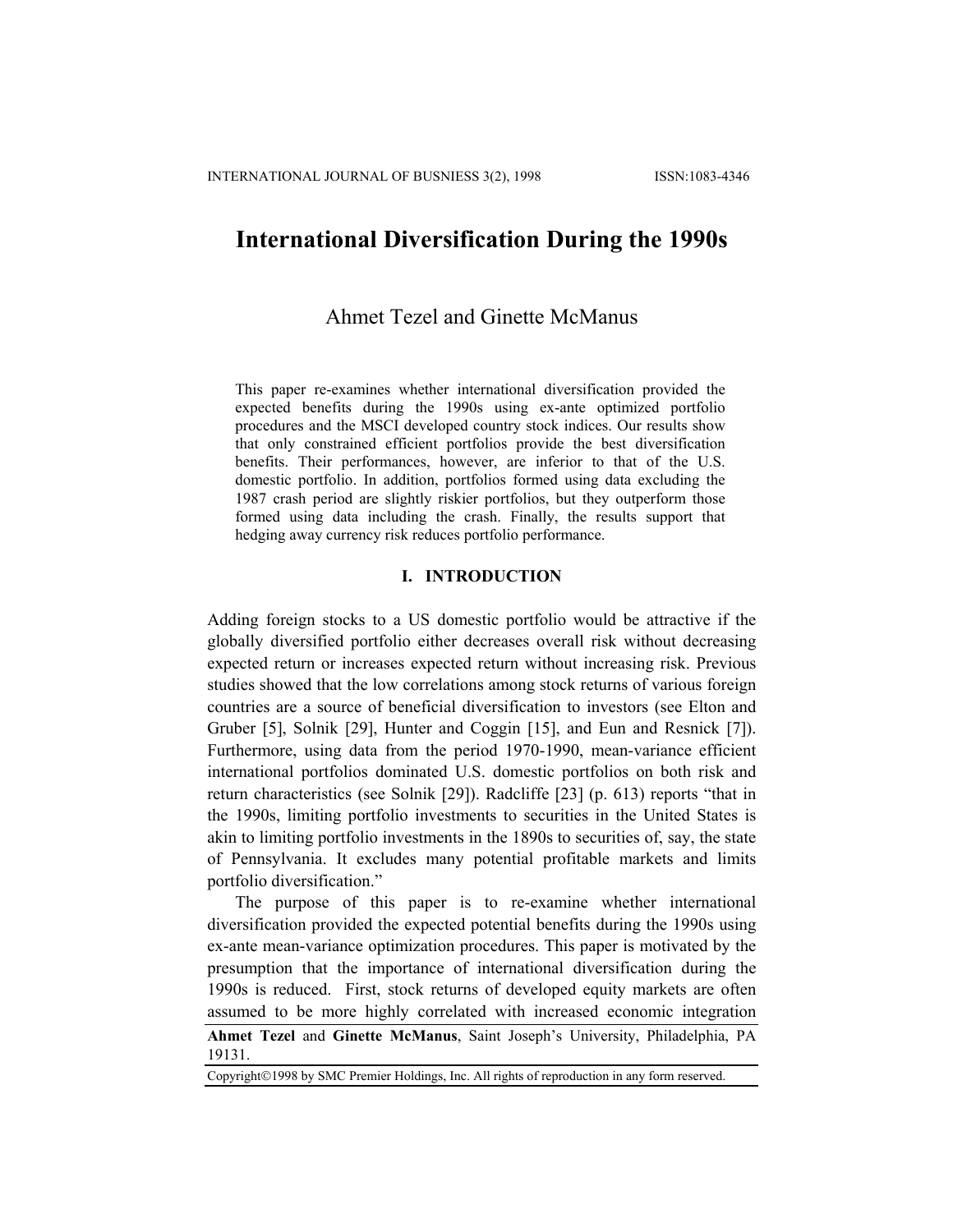# International Diversification During the 1990s

Ahmet Tezel and Ginette McManus

> This paper re-examines whether international diversification provided the expected benefits during the 1990s using ex-ante optimized portfolio procedures and the MSCI developed country stock indices. Our results show that only constrained efficient portfolios provide the best diversification benefits. Their performances, however, are inferior to that of the U.S. domestic portfolio. In addition, portfolios formed using data excluding the 1987 crash period are slightly riskier portfolios, but they outperform those formed using data including the crash. Finally, the results support that hedging away currency risk reduces portfolio performance.

## I. INTRODUCTION

Adding foreign stocks to a US domestic portfolio would be attractive if the globally diversified portfolio either decreases overall risk without decreasing expected return or increases expected return without increasing risk. Previous studies showed that the low correlations among stock returns of various foreign countries are a source of beneficial diversification to investors (see Elton and Gruber [5], Solnik [29], Hunter and Coggin [15], and Eun and Resnick [7]). Furthermore, using data from the period 1970-1990, mean-variance efficient international portfolios dominated U.S. domestic portfolios on both risk and return characteristics (see Solnik [29]). Radcliffe [23] (p. 613) reports "that in the 1990s, limiting portfolio investments to securities in the United States is akin to limiting portfolio investments in the 1890s to securities of, say, the state of Pennsylvania. It excludes many potential profitable markets and limits portfolio diversification."

The purpose of this paper is to re-examine whether international diversification provided the expected potential benefits during the 1990s using ex-ante mean-variance optimization procedures. This paper is motivated by the presumption that the importance of international diversification during the 1990s is reduced. First, stock returns of developed equity markets are often assumed to be more highly correlated with increased economic integration

**Ahmet Tezel** and **Ginette McManus**, Saint Joseph's University, Philadelphia, PA 19131.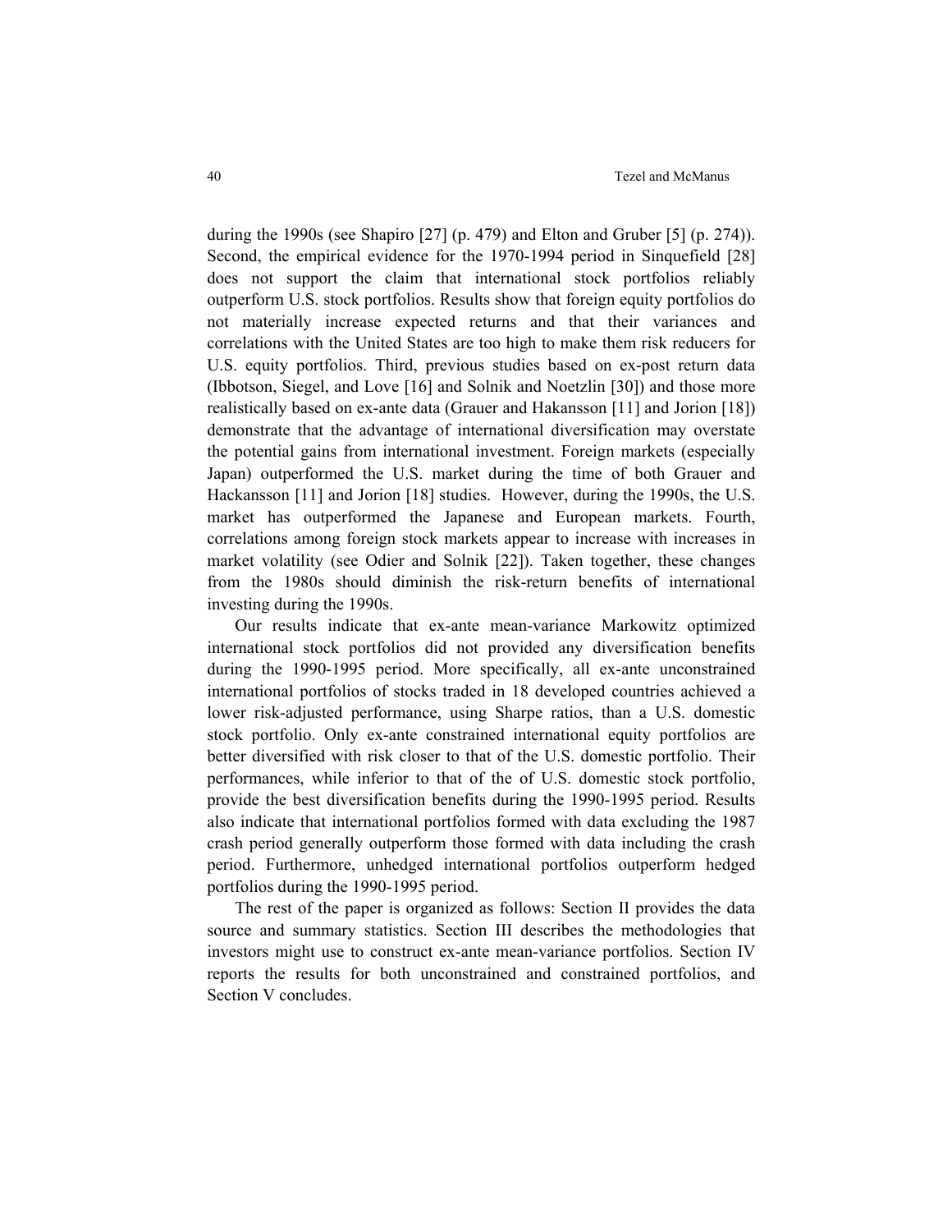during the 1990s (see Shapiro [27] (p. 479) and Elton and Gruber [5] (p. 274)). Second, the empirical evidence for the 1970-1994 period in Sinquefield [28] does not support the claim that international stock portfolios reliably outperform U.S. stock portfolios. Results show that foreign equity portfolios do not materially increase expected returns and that their variances and correlations with the United States are too high to make them risk reducers for U.S. equity portfolios. Third, previous studies based on ex-post return data (Ibbotson, Siegel, and Love [16] and Solnik and Noetzlin [30]) and those more realistically based on ex-ante data (Grauer and Hakansson [11] and Jorion [18]) demonstrate that the advantage of international diversification may overstate the potential gains from international investment. Foreign markets (especially Japan) outperformed the U.S. market during the time of both Grauer and Hackansson [11] and Jorion [18] studies. However, during the 1990s, the U.S. market has outperformed the Japanese and European markets. Fourth, correlations among foreign stock markets appear to increase with increases in market volatility (see Odier and Solnik [22]). Taken together, these changes from the 1980s should diminish the risk-return benefits of international investing during the 1990s.

Our results indicate that ex-ante mean-variance Markowitz optimized international stock portfolios did not provided any diversification benefits during the 1990-1995 period. More specifically, all ex-ante unconstrained international portfolios of stocks traded in 18 developed countries achieved a lower risk-adjusted performance, using Sharpe ratios, than a U.S. domestic stock portfolio. Only ex-ante constrained international equity portfolios are better diversified with risk closer to that of the U.S. domestic portfolio. Their performances, while inferior to that of the of U.S. domestic stock portfolio, provide the best diversification benefits during the 1990-1995 period. Results also indicate that international portfolios formed with data excluding the 1987 crash period generally outperform those formed with data including the crash period. Furthermore, unhedged international portfolios outperform hedged portfolios during the 1990-1995 period.

The rest of the paper is organized as follows: Section II provides the data source and summary statistics. Section III describes the methodologies that investors might use to construct ex-ante mean-variance portfolios. Section IV reports the results for both unconstrained and constrained portfolios, and Section V concludes.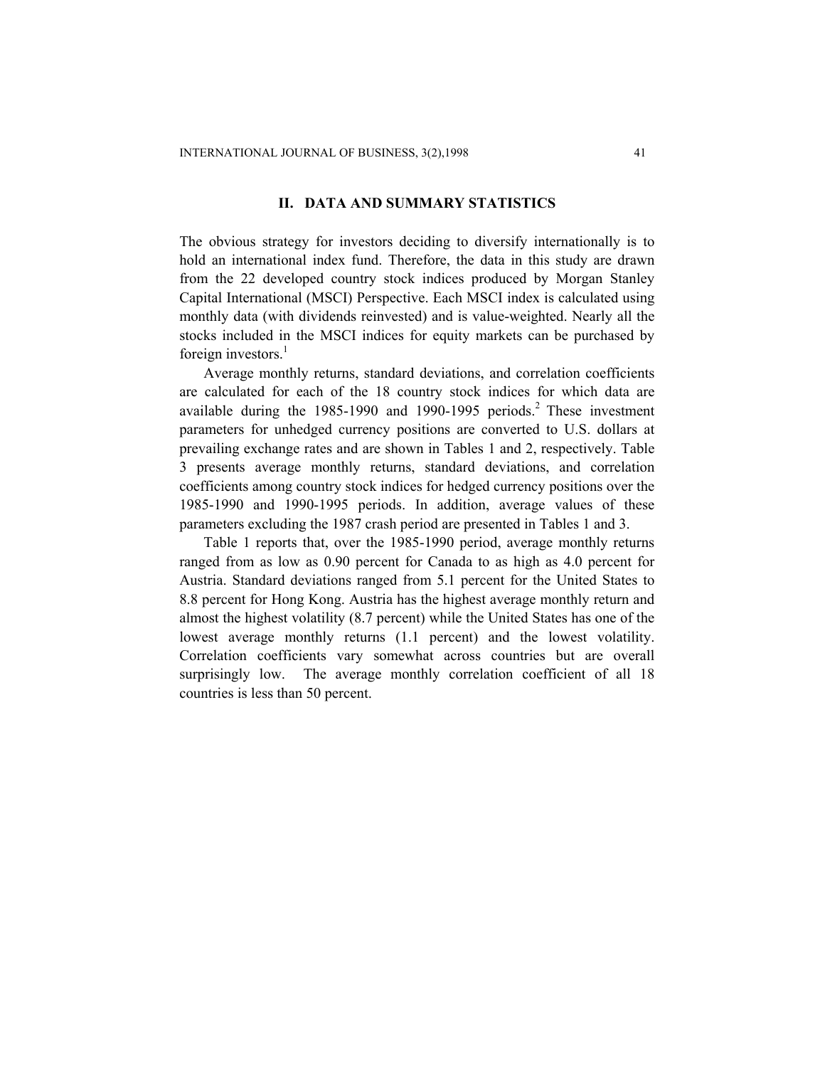## II. DATA AND SUMMARY STATISTICS

The obvious strategy for investors deciding to diversify internationally is to hold an international index fund. Therefore, the data in this study are drawn from the 22 developed country stock indices produced by Morgan Stanley Capital International (MSCI) Perspective. Each MSCI index is calculated using monthly data (with dividends reinvested) and is value-weighted. Nearly all the stocks included in the MSCI indices for equity markets can be purchased by foreign investors.[1]

Average monthly returns, standard deviations, and correlation coefficients are calculated for each of the 18 country stock indices for which data are available during the 1985-1990 and 1990-1995 periods.[2] These investment parameters for unhedged currency positions are converted to U.S. dollars at prevailing exchange rates and are shown in Tables 1 and 2, respectively. Table 3 presents average monthly returns, standard deviations, and correlation coefficients among country stock indices for hedged currency positions over the 1985-1990 and 1990-1995 periods. In addition, average values of these parameters excluding the 1987 crash period are presented in Tables 1 and 3.

Table 1 reports that, over the 1985-1990 period, average monthly returns ranged from as low as 0.90 percent for Canada to as high as 4.0 percent for Austria. Standard deviations ranged from 5.1 percent for the United States to 8.8 percent for Hong Kong. Austria has the highest average monthly return and almost the highest volatility (8.7 percent) while the United States has one of the lowest average monthly returns (1.1 percent) and the lowest volatility. Correlation coefficients vary somewhat across countries but are overall surprisingly low. The average monthly correlation coefficient of all 18 countries is less than 50 percent.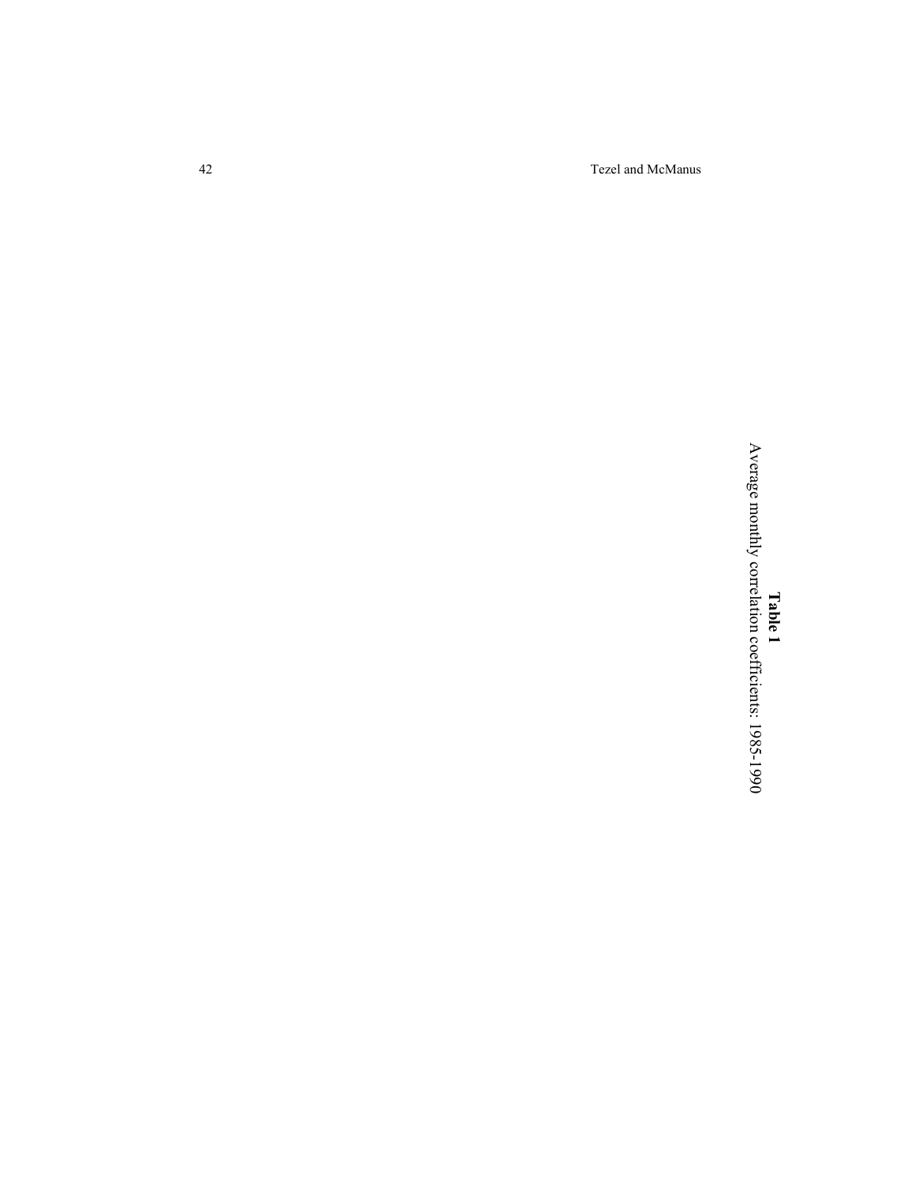**Table 1**

Average monthly correlation coefficients: 1985-1990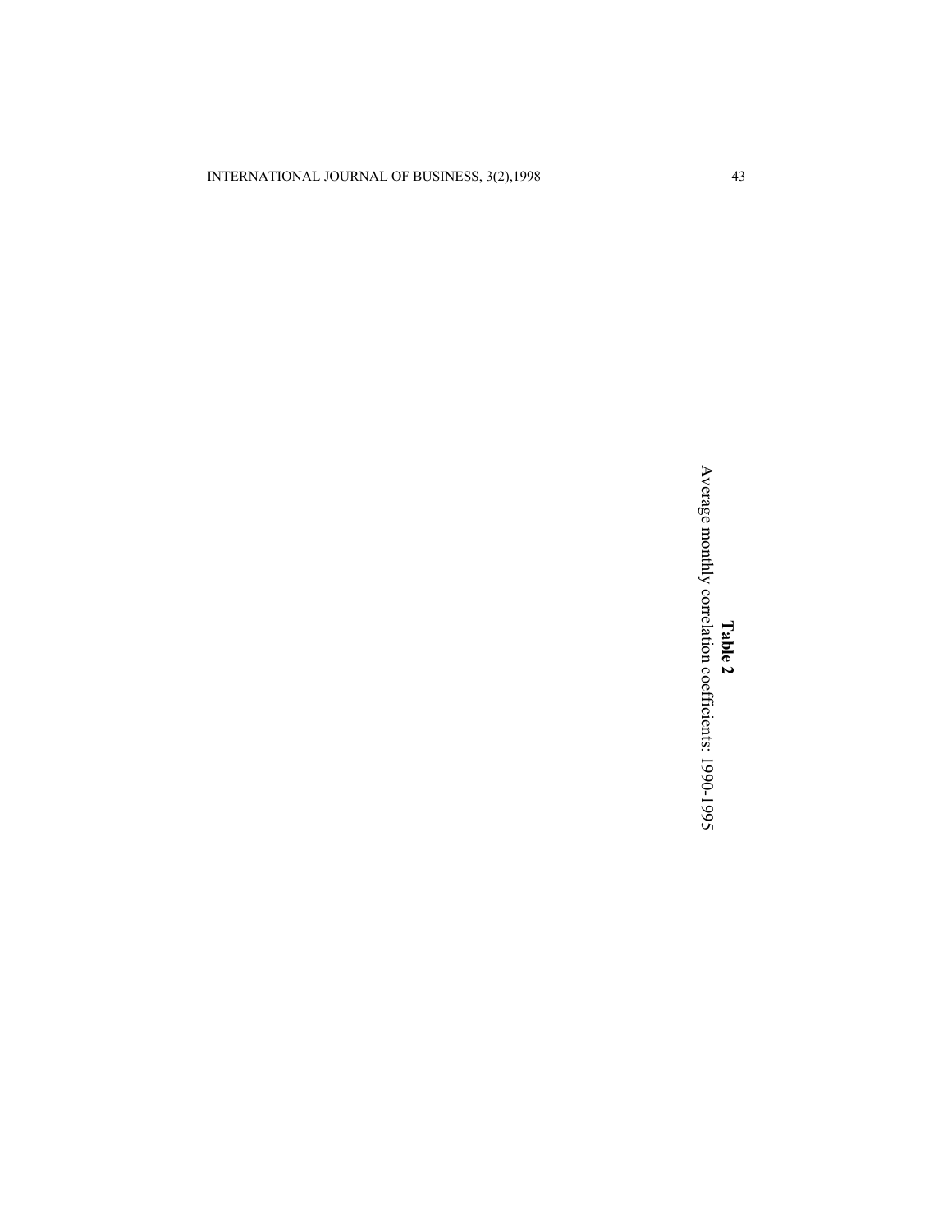**Table 2**
Average monthly correlation coefficients: 1990-1995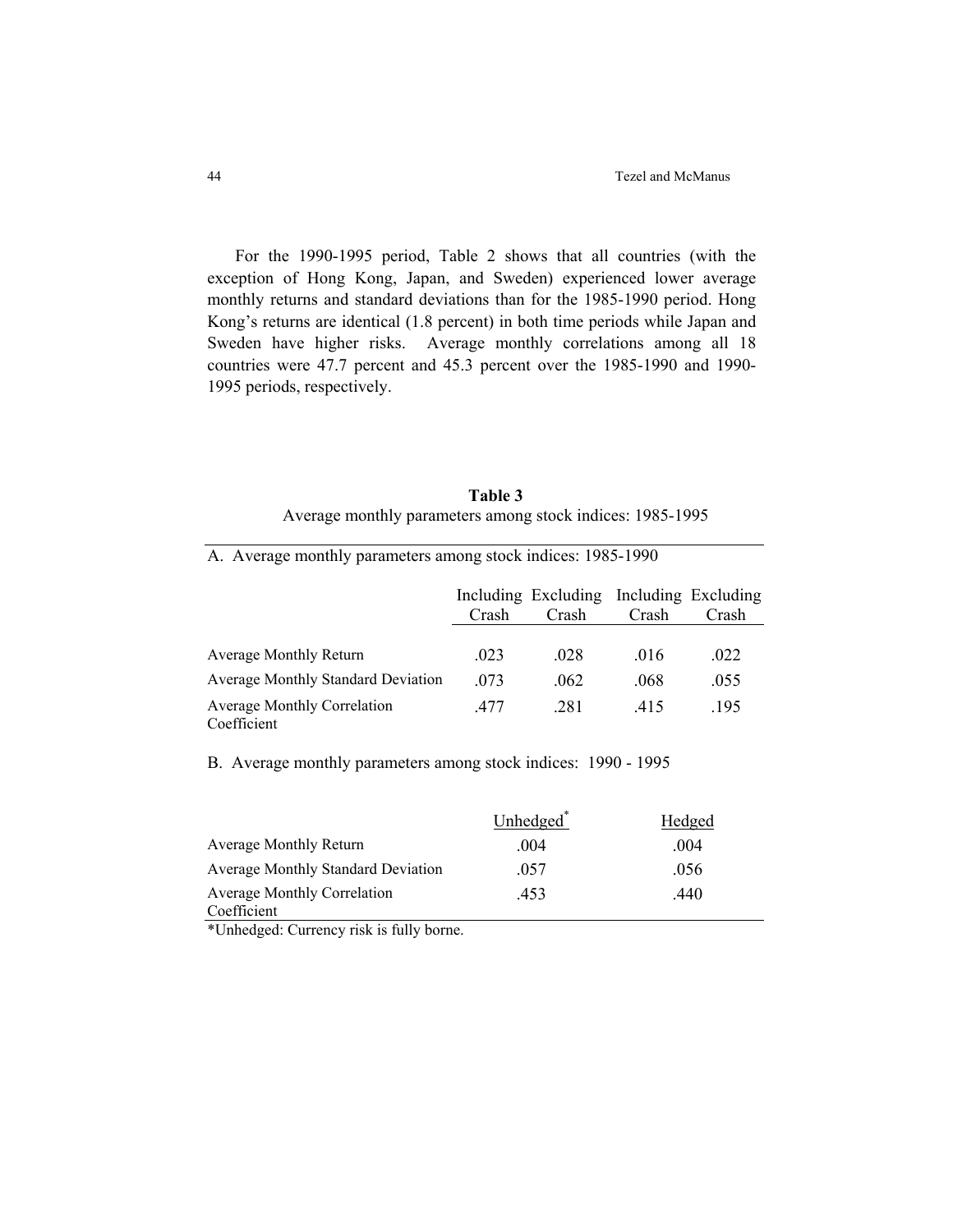For the 1990-1995 period, Table 2 shows that all countries (with the exception of Hong Kong, Japan, and Sweden) experienced lower average monthly returns and standard deviations than for the 1985-1990 period. Hong Kong's returns are identical (1.8 percent) in both time periods while Japan and Sweden have higher risks. Average monthly correlations among all 18 countries were 47.7 percent and 45.3 percent over the 1985-1990 and 1990-1995 periods, respectively.

**Table 3**
Average monthly parameters among stock indices: 1985-1995

A. Average monthly parameters among stock indices: 1985-1990

| | Including Crash | Excluding Crash | Including Crash | Excluding Crash |
|---|---|---|---|---|
| Average Monthly Return | .023 | .028 | .016 | .022 |
| Average Monthly Standard Deviation | .073 | .062 | .068 | .055 |
| Average Monthly Correlation Coefficient | .477 | .281 | .415 | .195 |

B. Average monthly parameters among stock indices: 1990 - 1995

| | Unhedged* | Hedged |
|---|---|---|
| Average Monthly Return | .004 | .004 |
| Average Monthly Standard Deviation | .057 | .056 |
| Average Monthly Correlation Coefficient | .453 | .440 |

*Unhedged: Currency risk is fully borne.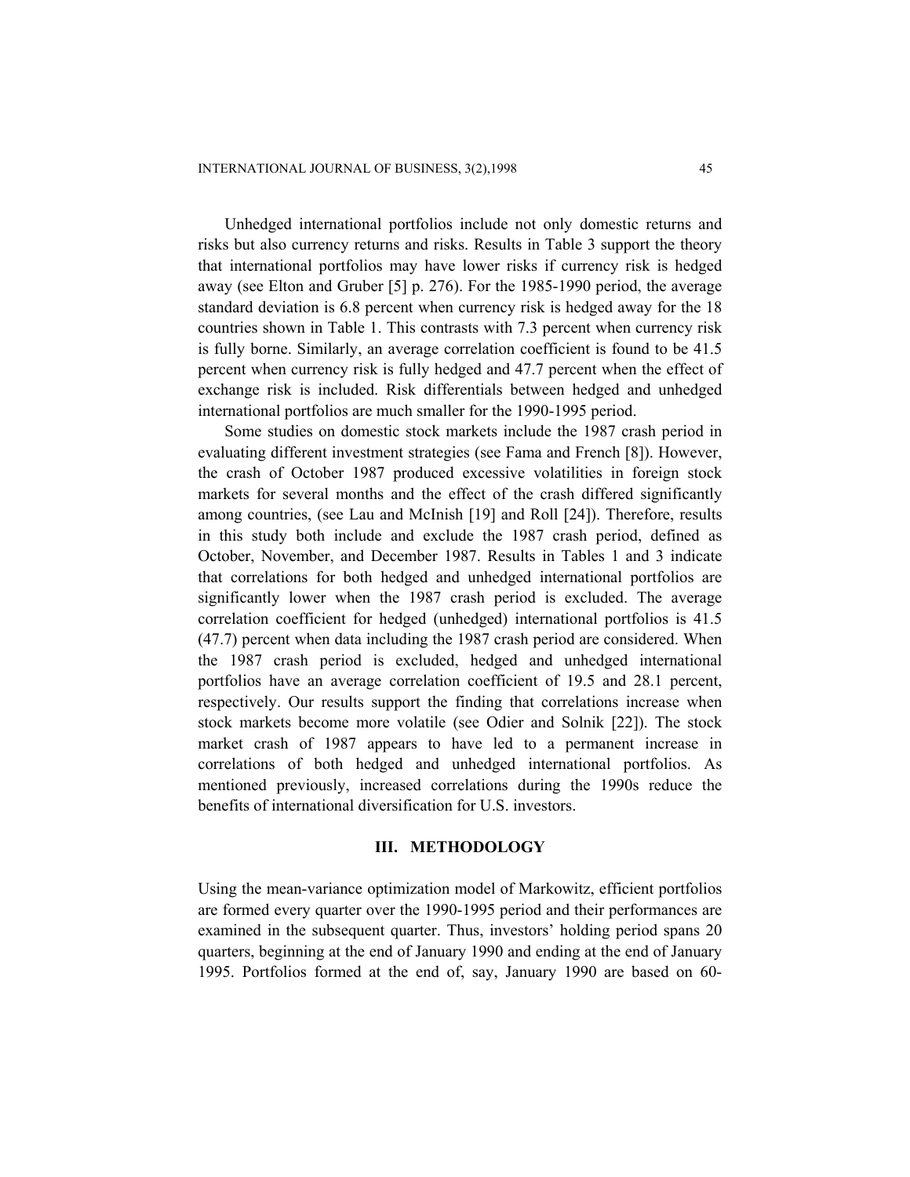Unhedged international portfolios include not only domestic returns and risks but also currency returns and risks. Results in Table 3 support the theory that international portfolios may have lower risks if currency risk is hedged away (see Elton and Gruber [5] p. 276). For the 1985-1990 period, the average standard deviation is 6.8 percent when currency risk is hedged away for the 18 countries shown in Table 1. This contrasts with 7.3 percent when currency risk is fully borne. Similarly, an average correlation coefficient is found to be 41.5 percent when currency risk is fully hedged and 47.7 percent when the effect of exchange risk is included. Risk differentials between hedged and unhedged international portfolios are much smaller for the 1990-1995 period.

Some studies on domestic stock markets include the 1987 crash period in evaluating different investment strategies (see Fama and French [8]). However, the crash of October 1987 produced excessive volatilities in foreign stock markets for several months and the effect of the crash differed significantly among countries, (see Lau and McInish [19] and Roll [24]). Therefore, results in this study both include and exclude the 1987 crash period, defined as October, November, and December 1987. Results in Tables 1 and 3 indicate that correlations for both hedged and unhedged international portfolios are significantly lower when the 1987 crash period is excluded. The average correlation coefficient for hedged (unhedged) international portfolios is 41.5 (47.7) percent when data including the 1987 crash period are considered. When the 1987 crash period is excluded, hedged and unhedged international portfolios have an average correlation coefficient of 19.5 and 28.1 percent, respectively. Our results support the finding that correlations increase when stock markets become more volatile (see Odier and Solnik [22]). The stock market crash of 1987 appears to have led to a permanent increase in correlations of both hedged and unhedged international portfolios. As mentioned previously, increased correlations during the 1990s reduce the benefits of international diversification for U.S. investors.

## III. METHODOLOGY

Using the mean-variance optimization model of Markowitz, efficient portfolios are formed every quarter over the 1990-1995 period and their performances are examined in the subsequent quarter. Thus, investors' holding period spans 20 quarters, beginning at the end of January 1990 and ending at the end of January 1995. Portfolios formed at the end of, say, January 1990 are based on 60-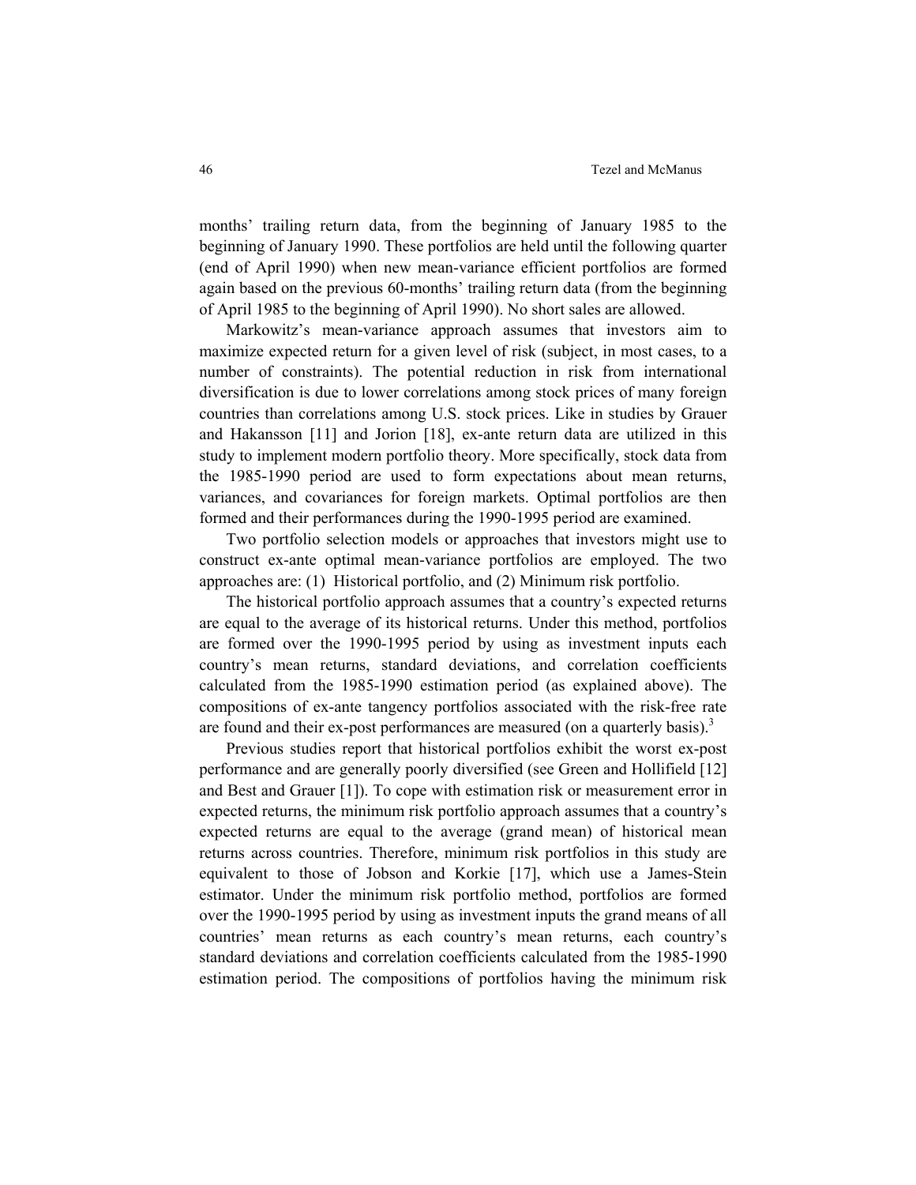months' trailing return data, from the beginning of January 1985 to the beginning of January 1990. These portfolios are held until the following quarter (end of April 1990) when new mean-variance efficient portfolios are formed again based on the previous 60-months' trailing return data (from the beginning of April 1985 to the beginning of April 1990). No short sales are allowed.

Markowitz's mean-variance approach assumes that investors aim to maximize expected return for a given level of risk (subject, in most cases, to a number of constraints). The potential reduction in risk from international diversification is due to lower correlations among stock prices of many foreign countries than correlations among U.S. stock prices. Like in studies by Grauer and Hakansson [11] and Jorion [18], ex-ante return data are utilized in this study to implement modern portfolio theory. More specifically, stock data from the 1985-1990 period are used to form expectations about mean returns, variances, and covariances for foreign markets. Optimal portfolios are then formed and their performances during the 1990-1995 period are examined.

Two portfolio selection models or approaches that investors might use to construct ex-ante optimal mean-variance portfolios are employed. The two approaches are: (1) Historical portfolio, and (2) Minimum risk portfolio.

The historical portfolio approach assumes that a country's expected returns are equal to the average of its historical returns. Under this method, portfolios are formed over the 1990-1995 period by using as investment inputs each country's mean returns, standard deviations, and correlation coefficients calculated from the 1985-1990 estimation period (as explained above). The compositions of ex-ante tangency portfolios associated with the risk-free rate are found and their ex-post performances are measured (on a quarterly basis).[3]

Previous studies report that historical portfolios exhibit the worst ex-post performance and are generally poorly diversified (see Green and Hollifield [12] and Best and Grauer [1]). To cope with estimation risk or measurement error in expected returns, the minimum risk portfolio approach assumes that a country's expected returns are equal to the average (grand mean) of historical mean returns across countries. Therefore, minimum risk portfolios in this study are equivalent to those of Jobson and Korkie [17], which use a James-Stein estimator. Under the minimum risk portfolio method, portfolios are formed over the 1990-1995 period by using as investment inputs the grand means of all countries' mean returns as each country's mean returns, each country's standard deviations and correlation coefficients calculated from the 1985-1990 estimation period. The compositions of portfolios having the minimum risk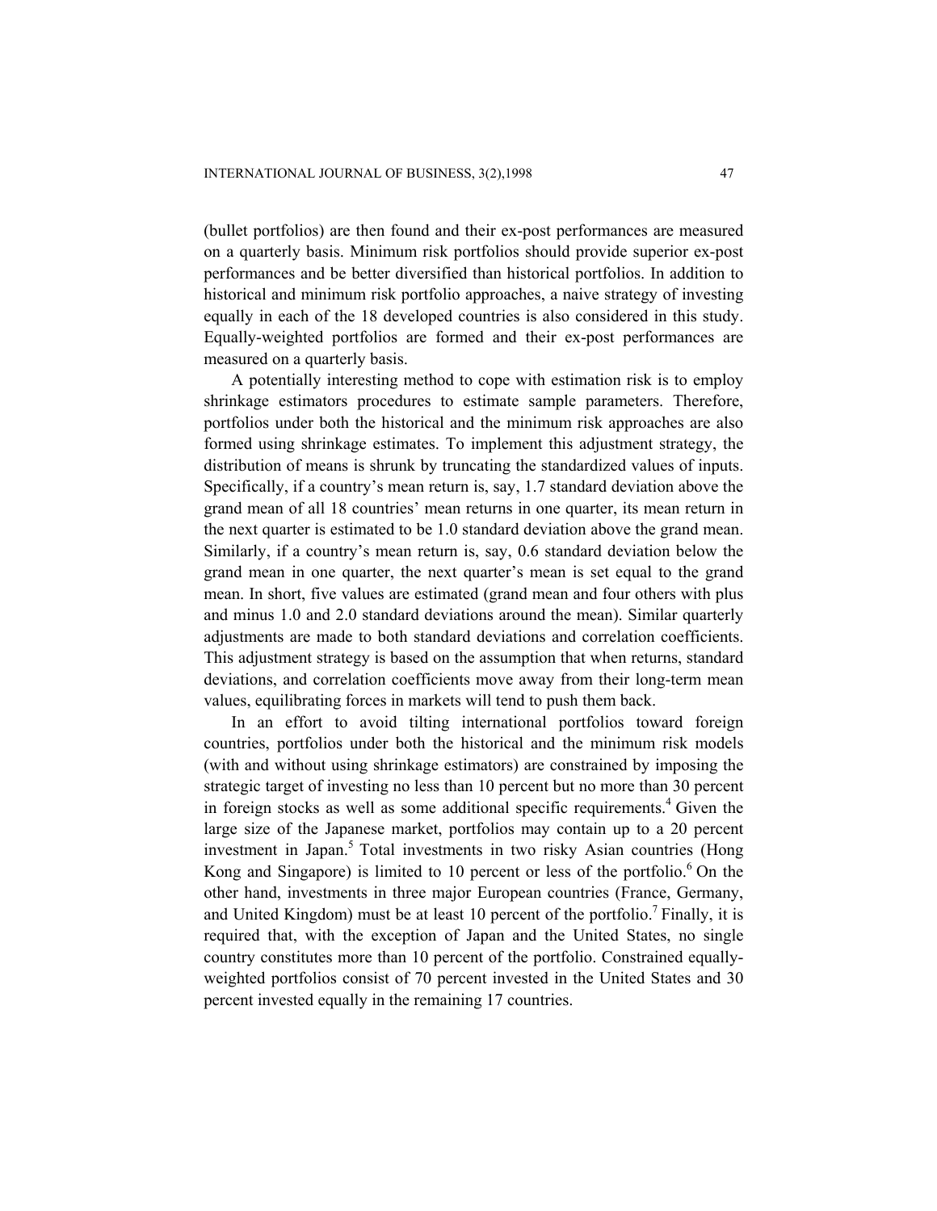(bullet portfolios) are then found and their ex-post performances are measured on a quarterly basis. Minimum risk portfolios should provide superior ex-post performances and be better diversified than historical portfolios. In addition to historical and minimum risk portfolio approaches, a naive strategy of investing equally in each of the 18 developed countries is also considered in this study. Equally-weighted portfolios are formed and their ex-post performances are measured on a quarterly basis.

A potentially interesting method to cope with estimation risk is to employ shrinkage estimators procedures to estimate sample parameters. Therefore, portfolios under both the historical and the minimum risk approaches are also formed using shrinkage estimates. To implement this adjustment strategy, the distribution of means is shrunk by truncating the standardized values of inputs. Specifically, if a country's mean return is, say, 1.7 standard deviation above the grand mean of all 18 countries' mean returns in one quarter, its mean return in the next quarter is estimated to be 1.0 standard deviation above the grand mean. Similarly, if a country's mean return is, say, 0.6 standard deviation below the grand mean in one quarter, the next quarter's mean is set equal to the grand mean. In short, five values are estimated (grand mean and four others with plus and minus 1.0 and 2.0 standard deviations around the mean). Similar quarterly adjustments are made to both standard deviations and correlation coefficients. This adjustment strategy is based on the assumption that when returns, standard deviations, and correlation coefficients move away from their long-term mean values, equilibrating forces in markets will tend to push them back.

In an effort to avoid tilting international portfolios toward foreign countries, portfolios under both the historical and the minimum risk models (with and without using shrinkage estimators) are constrained by imposing the strategic target of investing no less than 10 percent but no more than 30 percent in foreign stocks as well as some additional specific requirements.[4] Given the large size of the Japanese market, portfolios may contain up to a 20 percent investment in Japan.[5] Total investments in two risky Asian countries (Hong Kong and Singapore) is limited to 10 percent or less of the portfolio.[6] On the other hand, investments in three major European countries (France, Germany, and United Kingdom) must be at least 10 percent of the portfolio.[7] Finally, it is required that, with the exception of Japan and the United States, no single country constitutes more than 10 percent of the portfolio. Constrained equally-weighted portfolios consist of 70 percent invested in the United States and 30 percent invested equally in the remaining 17 countries.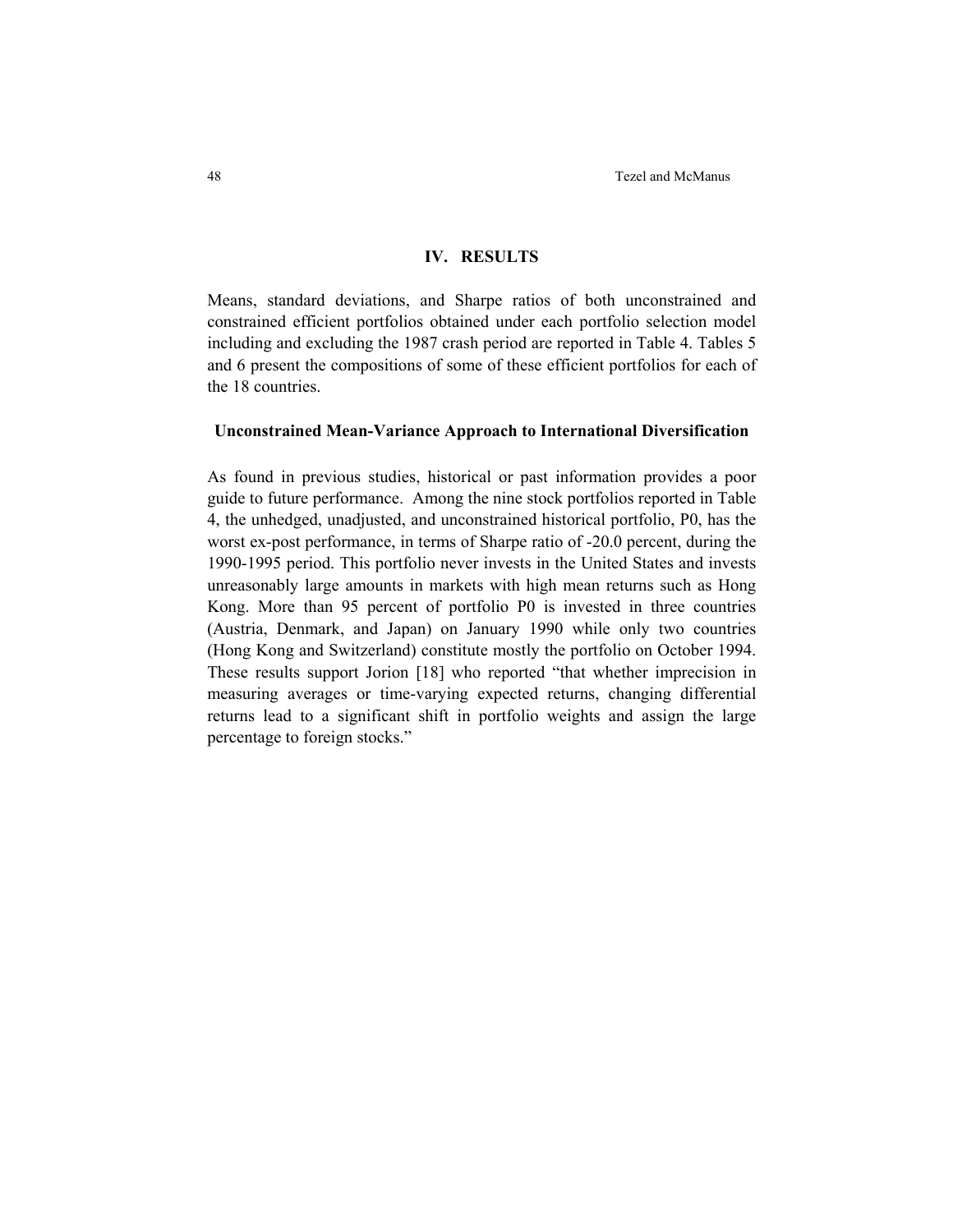## IV. RESULTS

Means, standard deviations, and Sharpe ratios of both unconstrained and constrained efficient portfolios obtained under each portfolio selection model including and excluding the 1987 crash period are reported in Table 4. Tables 5 and 6 present the compositions of some of these efficient portfolios for each of the 18 countries.

### Unconstrained Mean-Variance Approach to International Diversification

As found in previous studies, historical or past information provides a poor guide to future performance. Among the nine stock portfolios reported in Table 4, the unhedged, unadjusted, and unconstrained historical portfolio, P0, has the worst ex-post performance, in terms of Sharpe ratio of -20.0 percent, during the 1990-1995 period. This portfolio never invests in the United States and invests unreasonably large amounts in markets with high mean returns such as Hong Kong. More than 95 percent of portfolio P0 is invested in three countries (Austria, Denmark, and Japan) on January 1990 while only two countries (Hong Kong and Switzerland) constitute mostly the portfolio on October 1994. These results support Jorion [18] who reported "that whether imprecision in measuring averages or time-varying expected returns, changing differential returns lead to a significant shift in portfolio weights and assign the large percentage to foreign stocks."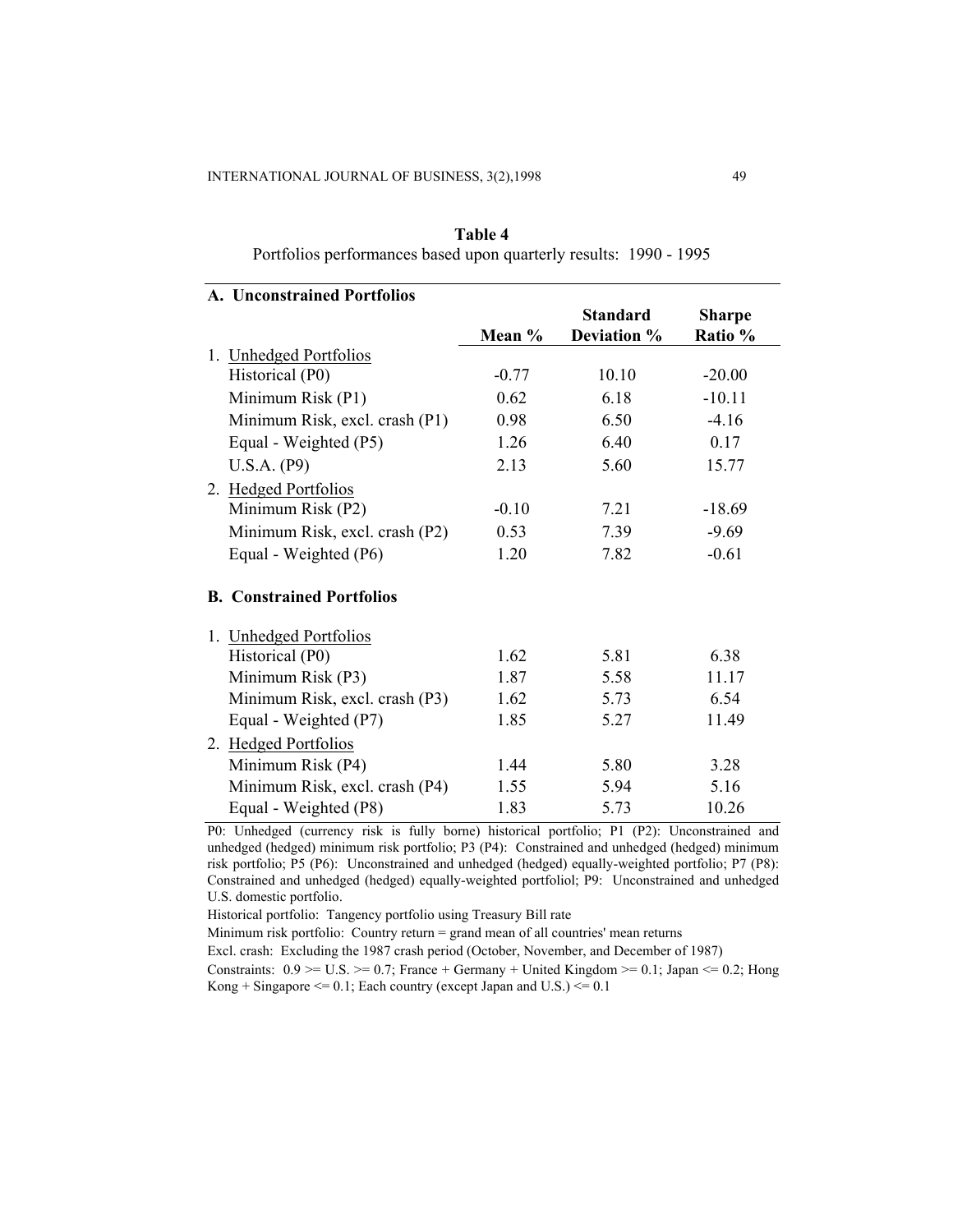**Table 4**
Portfolios performances based upon quarterly results: 1990 - 1995

| | Mean % | Standard Deviation % | Sharpe Ratio % |
|---|---|---|---|
| **A. Unconstrained Portfolios** | | | |
| 1. Unhedged Portfolios | | | |
| Historical (P0) | -0.77 | 10.10 | -20.00 |
| Minimum Risk (P1) | 0.62 | 6.18 | -10.11 |
| Minimum Risk, excl. crash (P1) | 0.98 | 6.50 | -4.16 |
| Equal - Weighted (P5) | 1.26 | 6.40 | 0.17 |
| U.S.A. (P9) | 2.13 | 5.60 | 15.77 |
| 2. Hedged Portfolios | | | |
| Minimum Risk (P2) | -0.10 | 7.21 | -18.69 |
| Minimum Risk, excl. crash (P2) | 0.53 | 7.39 | -9.69 |
| Equal - Weighted (P6) | 1.20 | 7.82 | -0.61 |
| **B. Constrained Portfolios** | | | |
| 1. Unhedged Portfolios | | | |
| Historical (P0) | 1.62 | 5.81 | 6.38 |
| Minimum Risk (P3) | 1.87 | 5.58 | 11.17 |
| Minimum Risk, excl. crash (P3) | 1.62 | 5.73 | 6.54 |
| Equal - Weighted (P7) | 1.85 | 5.27 | 11.49 |
| 2. Hedged Portfolios | | | |
| Minimum Risk (P4) | 1.44 | 5.80 | 3.28 |
| Minimum Risk, excl. crash (P4) | 1.55 | 5.94 | 5.16 |
| Equal - Weighted (P8) | 1.83 | 5.73 | 10.26 |

P0: Unhedged (currency risk is fully borne) historical portfolio; P1 (P2): Unconstrained and unhedged (hedged) minimum risk portfolio; P3 (P4): Constrained and unhedged (hedged) minimum risk portfolio; P5 (P6): Unconstrained and unhedged (hedged) equally-weighted portfolio; P7 (P8): Constrained and unhedged (hedged) equally-weighted portfoliol; P9: Unconstrained and unhedged U.S. domestic portfolio.

Historical portfolio: Tangency portfolio using Treasury Bill rate

Minimum risk portfolio: Country return = grand mean of all countries' mean returns

Excl. crash: Excluding the 1987 crash period (October, November, and December of 1987)

Constraints: 0.9 >= U.S. >= 0.7; France + Germany + United Kingdom >= 0.1; Japan <= 0.2; Hong Kong + Singapore <= 0.1; Each country (except Japan and U.S.) <= 0.1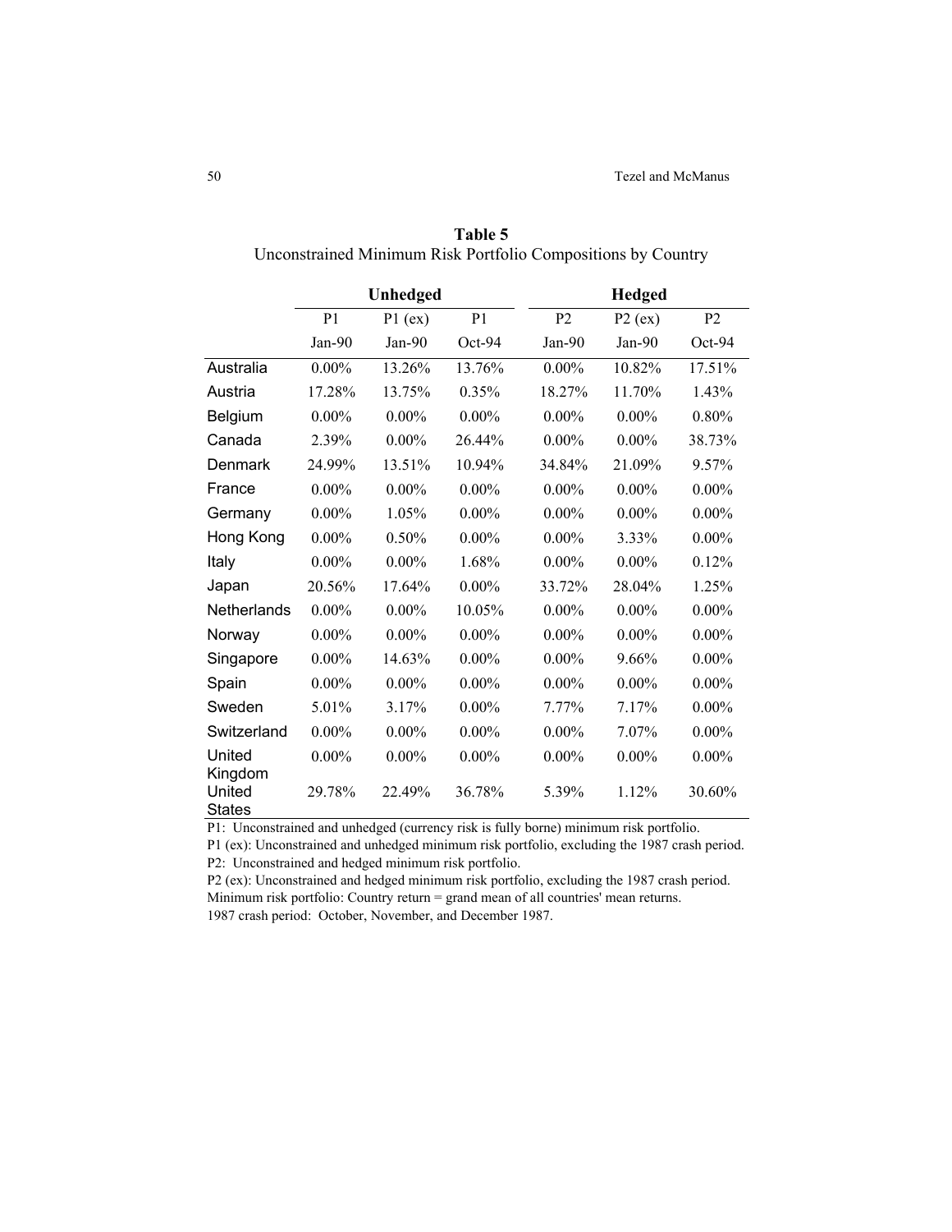**Table 5**
Unconstrained Minimum Risk Portfolio Compositions by Country

| | Unhedged | | | Hedged | | |
|---|---|---|---|---|---|---|
| | P1 | P1 (ex) | P1 | P2 | P2 (ex) | P2 |
| | Jan-90 | Jan-90 | Oct-94 | Jan-90 | Jan-90 | Oct-94 |
| Australia | 0.00% | 13.26% | 13.76% | 0.00% | 10.82% | 17.51% |
| Austria | 17.28% | 13.75% | 0.35% | 18.27% | 11.70% | 1.43% |
| Belgium | 0.00% | 0.00% | 0.00% | 0.00% | 0.00% | 0.80% |
| Canada | 2.39% | 0.00% | 26.44% | 0.00% | 0.00% | 38.73% |
| Denmark | 24.99% | 13.51% | 10.94% | 34.84% | 21.09% | 9.57% |
| France | 0.00% | 0.00% | 0.00% | 0.00% | 0.00% | 0.00% |
| Germany | 0.00% | 1.05% | 0.00% | 0.00% | 0.00% | 0.00% |
| Hong Kong | 0.00% | 0.50% | 0.00% | 0.00% | 3.33% | 0.00% |
| Italy | 0.00% | 0.00% | 1.68% | 0.00% | 0.00% | 0.12% |
| Japan | 20.56% | 17.64% | 0.00% | 33.72% | 28.04% | 1.25% |
| Netherlands | 0.00% | 0.00% | 10.05% | 0.00% | 0.00% | 0.00% |
| Norway | 0.00% | 0.00% | 0.00% | 0.00% | 0.00% | 0.00% |
| Singapore | 0.00% | 14.63% | 0.00% | 0.00% | 9.66% | 0.00% |
| Spain | 0.00% | 0.00% | 0.00% | 0.00% | 0.00% | 0.00% |
| Sweden | 5.01% | 3.17% | 0.00% | 7.77% | 7.17% | 0.00% |
| Switzerland | 0.00% | 0.00% | 0.00% | 0.00% | 7.07% | 0.00% |
| United Kingdom | 0.00% | 0.00% | 0.00% | 0.00% | 0.00% | 0.00% |
| United States | 29.78% | 22.49% | 36.78% | 5.39% | 1.12% | 30.60% |

P1: Unconstrained and unhedged (currency risk is fully borne) minimum risk portfolio.
P1 (ex): Unconstrained and unhedged minimum risk portfolio, excluding the 1987 crash period.
P2: Unconstrained and hedged minimum risk portfolio.
P2 (ex): Unconstrained and hedged minimum risk portfolio, excluding the 1987 crash period.
Minimum risk portfolio: Country return = grand mean of all countries' mean returns.
1987 crash period: October, November, and December 1987.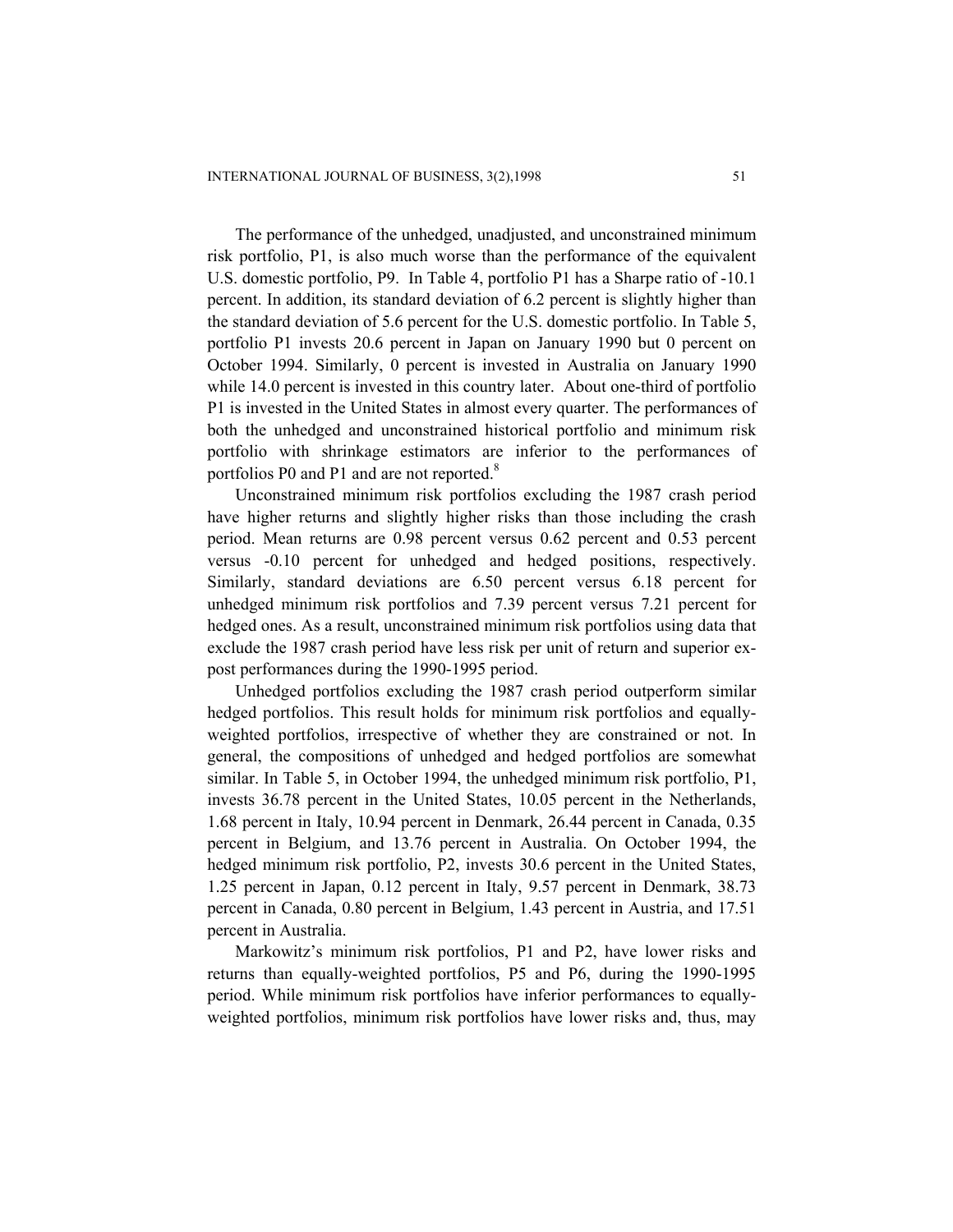The performance of the unhedged, unadjusted, and unconstrained minimum risk portfolio, P1, is also much worse than the performance of the equivalent U.S. domestic portfolio, P9. In Table 4, portfolio P1 has a Sharpe ratio of -10.1 percent. In addition, its standard deviation of 6.2 percent is slightly higher than the standard deviation of 5.6 percent for the U.S. domestic portfolio. In Table 5, portfolio P1 invests 20.6 percent in Japan on January 1990 but 0 percent on October 1994. Similarly, 0 percent is invested in Australia on January 1990 while 14.0 percent is invested in this country later. About one-third of portfolio P1 is invested in the United States in almost every quarter. The performances of both the unhedged and unconstrained historical portfolio and minimum risk portfolio with shrinkage estimators are inferior to the performances of portfolios P0 and P1 and are not reported.[8]

Unconstrained minimum risk portfolios excluding the 1987 crash period have higher returns and slightly higher risks than those including the crash period. Mean returns are 0.98 percent versus 0.62 percent and 0.53 percent versus -0.10 percent for unhedged and hedged positions, respectively. Similarly, standard deviations are 6.50 percent versus 6.18 percent for unhedged minimum risk portfolios and 7.39 percent versus 7.21 percent for hedged ones. As a result, unconstrained minimum risk portfolios using data that exclude the 1987 crash period have less risk per unit of return and superior ex-post performances during the 1990-1995 period.

Unhedged portfolios excluding the 1987 crash period outperform similar hedged portfolios. This result holds for minimum risk portfolios and equally-weighted portfolios, irrespective of whether they are constrained or not. In general, the compositions of unhedged and hedged portfolios are somewhat similar. In Table 5, in October 1994, the unhedged minimum risk portfolio, P1, invests 36.78 percent in the United States, 10.05 percent in the Netherlands, 1.68 percent in Italy, 10.94 percent in Denmark, 26.44 percent in Canada, 0.35 percent in Belgium, and 13.76 percent in Australia. On October 1994, the hedged minimum risk portfolio, P2, invests 30.6 percent in the United States, 1.25 percent in Japan, 0.12 percent in Italy, 9.57 percent in Denmark, 38.73 percent in Canada, 0.80 percent in Belgium, 1.43 percent in Austria, and 17.51 percent in Australia.

Markowitz's minimum risk portfolios, P1 and P2, have lower risks and returns than equally-weighted portfolios, P5 and P6, during the 1990-1995 period. While minimum risk portfolios have inferior performances to equally-weighted portfolios, minimum risk portfolios have lower risks and, thus, may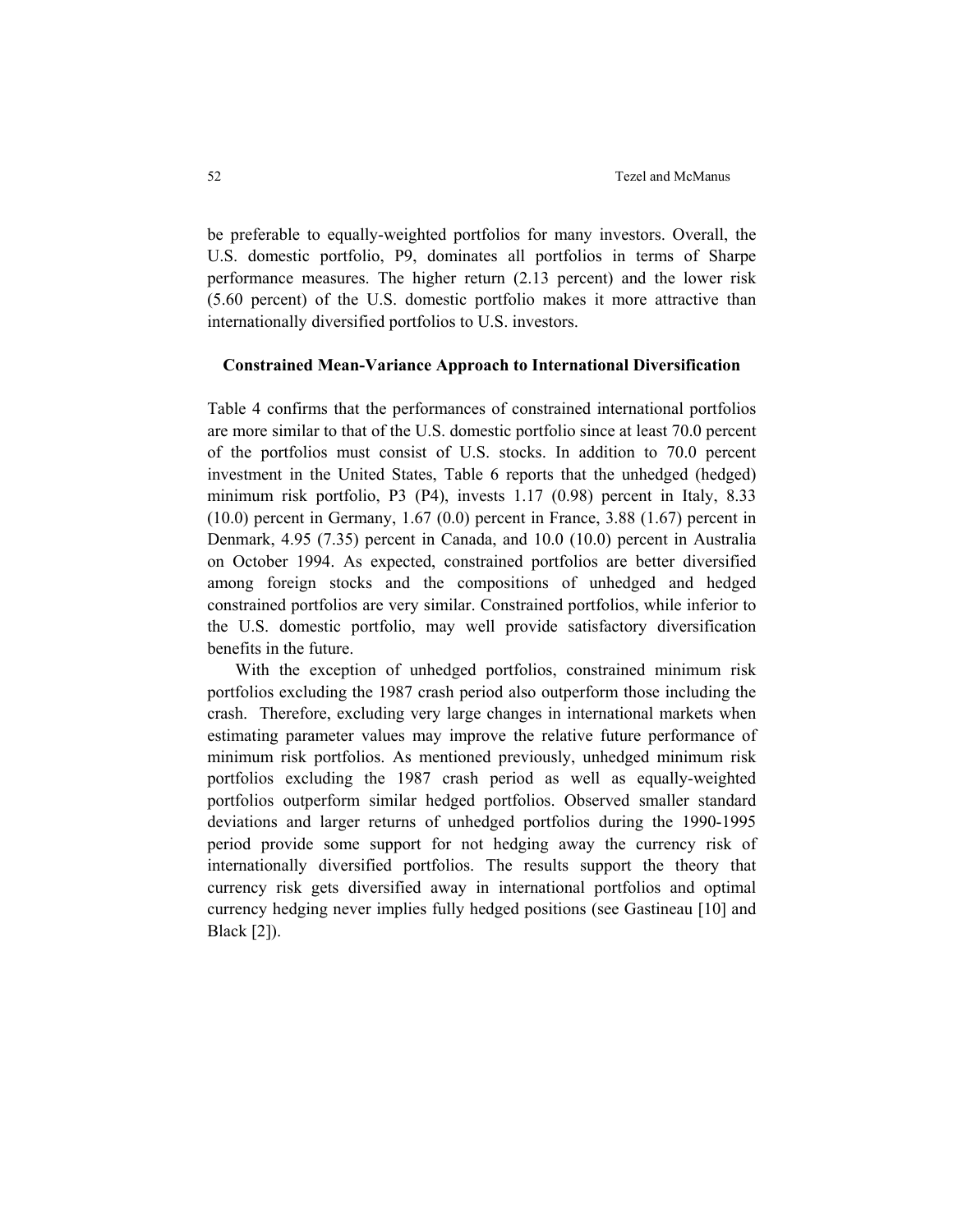be preferable to equally-weighted portfolios for many investors. Overall, the U.S. domestic portfolio, P9, dominates all portfolios in terms of Sharpe performance measures. The higher return (2.13 percent) and the lower risk (5.60 percent) of the U.S. domestic portfolio makes it more attractive than internationally diversified portfolios to U.S. investors.

### Constrained Mean-Variance Approach to International Diversification

Table 4 confirms that the performances of constrained international portfolios are more similar to that of the U.S. domestic portfolio since at least 70.0 percent of the portfolios must consist of U.S. stocks. In addition to 70.0 percent investment in the United States, Table 6 reports that the unhedged (hedged) minimum risk portfolio, P3 (P4), invests 1.17 (0.98) percent in Italy, 8.33 (10.0) percent in Germany, 1.67 (0.0) percent in France, 3.88 (1.67) percent in Denmark, 4.95 (7.35) percent in Canada, and 10.0 (10.0) percent in Australia on October 1994. As expected, constrained portfolios are better diversified among foreign stocks and the compositions of unhedged and hedged constrained portfolios are very similar. Constrained portfolios, while inferior to the U.S. domestic portfolio, may well provide satisfactory diversification benefits in the future.

With the exception of unhedged portfolios, constrained minimum risk portfolios excluding the 1987 crash period also outperform those including the crash. Therefore, excluding very large changes in international markets when estimating parameter values may improve the relative future performance of minimum risk portfolios. As mentioned previously, unhedged minimum risk portfolios excluding the 1987 crash period as well as equally-weighted portfolios outperform similar hedged portfolios. Observed smaller standard deviations and larger returns of unhedged portfolios during the 1990-1995 period provide some support for not hedging away the currency risk of internationally diversified portfolios. The results support the theory that currency risk gets diversified away in international portfolios and optimal currency hedging never implies fully hedged positions (see Gastineau [10] and Black [2]).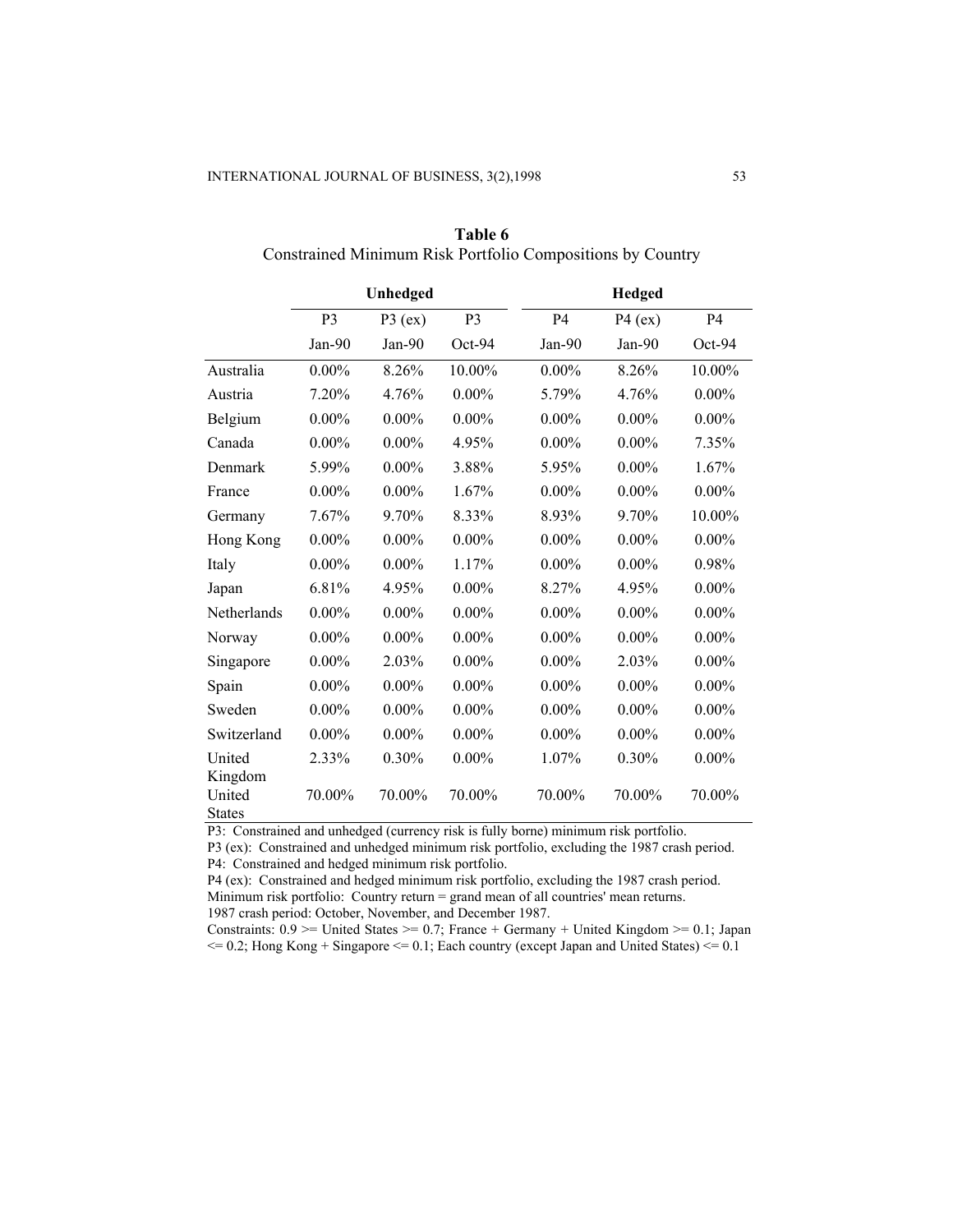**Table 6**
Constrained Minimum Risk Portfolio Compositions by Country

| | Unhedged | | | Hedged | | |
|---|---|---|---|---|---|---|
| | P3 | P3 (ex) | P3 | P4 | P4 (ex) | P4 |
| | Jan-90 | Jan-90 | Oct-94 | Jan-90 | Jan-90 | Oct-94 |
| Australia | 0.00% | 8.26% | 10.00% | 0.00% | 8.26% | 10.00% |
| Austria | 7.20% | 4.76% | 0.00% | 5.79% | 4.76% | 0.00% |
| Belgium | 0.00% | 0.00% | 0.00% | 0.00% | 0.00% | 0.00% |
| Canada | 0.00% | 0.00% | 4.95% | 0.00% | 0.00% | 7.35% |
| Denmark | 5.99% | 0.00% | 3.88% | 5.95% | 0.00% | 1.67% |
| France | 0.00% | 0.00% | 1.67% | 0.00% | 0.00% | 0.00% |
| Germany | 7.67% | 9.70% | 8.33% | 8.93% | 9.70% | 10.00% |
| Hong Kong | 0.00% | 0.00% | 0.00% | 0.00% | 0.00% | 0.00% |
| Italy | 0.00% | 0.00% | 1.17% | 0.00% | 0.00% | 0.98% |
| Japan | 6.81% | 4.95% | 0.00% | 8.27% | 4.95% | 0.00% |
| Netherlands | 0.00% | 0.00% | 0.00% | 0.00% | 0.00% | 0.00% |
| Norway | 0.00% | 0.00% | 0.00% | 0.00% | 0.00% | 0.00% |
| Singapore | 0.00% | 2.03% | 0.00% | 0.00% | 2.03% | 0.00% |
| Spain | 0.00% | 0.00% | 0.00% | 0.00% | 0.00% | 0.00% |
| Sweden | 0.00% | 0.00% | 0.00% | 0.00% | 0.00% | 0.00% |
| Switzerland | 0.00% | 0.00% | 0.00% | 0.00% | 0.00% | 0.00% |
| United Kingdom | 2.33% | 0.30% | 0.00% | 1.07% | 0.30% | 0.00% |
| United States | 70.00% | 70.00% | 70.00% | 70.00% | 70.00% | 70.00% |

P3: Constrained and unhedged (currency risk is fully borne) minimum risk portfolio.
P3 (ex): Constrained and unhedged minimum risk portfolio, excluding the 1987 crash period.
P4: Constrained and hedged minimum risk portfolio.
P4 (ex): Constrained and hedged minimum risk portfolio, excluding the 1987 crash period.
Minimum risk portfolio: Country return = grand mean of all countries' mean returns.
1987 crash period: October, November, and December 1987.
Constraints: 0.9 >= United States >= 0.7; France + Germany + United Kingdom >= 0.1; Japan <= 0.2; Hong Kong + Singapore <= 0.1; Each country (except Japan and United States) <= 0.1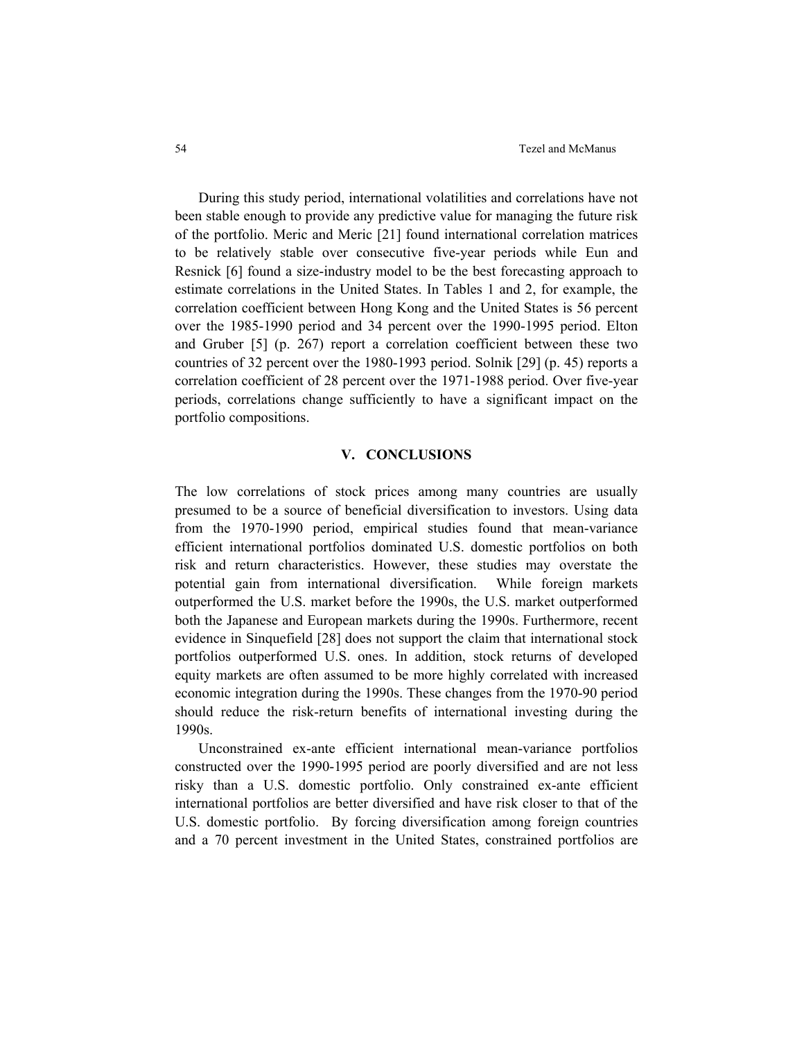During this study period, international volatilities and correlations have not been stable enough to provide any predictive value for managing the future risk of the portfolio. Meric and Meric [21] found international correlation matrices to be relatively stable over consecutive five-year periods while Eun and Resnick [6] found a size-industry model to be the best forecasting approach to estimate correlations in the United States. In Tables 1 and 2, for example, the correlation coefficient between Hong Kong and the United States is 56 percent over the 1985-1990 period and 34 percent over the 1990-1995 period. Elton and Gruber [5] (p. 267) report a correlation coefficient between these two countries of 32 percent over the 1980-1993 period. Solnik [29] (p. 45) reports a correlation coefficient of 28 percent over the 1971-1988 period. Over five-year periods, correlations change sufficiently to have a significant impact on the portfolio compositions.

## V. CONCLUSIONS

The low correlations of stock prices among many countries are usually presumed to be a source of beneficial diversification to investors. Using data from the 1970-1990 period, empirical studies found that mean-variance efficient international portfolios dominated U.S. domestic portfolios on both risk and return characteristics. However, these studies may overstate the potential gain from international diversification. While foreign markets outperformed the U.S. market before the 1990s, the U.S. market outperformed both the Japanese and European markets during the 1990s. Furthermore, recent evidence in Sinquefield [28] does not support the claim that international stock portfolios outperformed U.S. ones. In addition, stock returns of developed equity markets are often assumed to be more highly correlated with increased economic integration during the 1990s. These changes from the 1970-90 period should reduce the risk-return benefits of international investing during the 1990s.

Unconstrained ex-ante efficient international mean-variance portfolios constructed over the 1990-1995 period are poorly diversified and are not less risky than a U.S. domestic portfolio. Only constrained ex-ante efficient international portfolios are better diversified and have risk closer to that of the U.S. domestic portfolio. By forcing diversification among foreign countries and a 70 percent investment in the United States, constrained portfolios are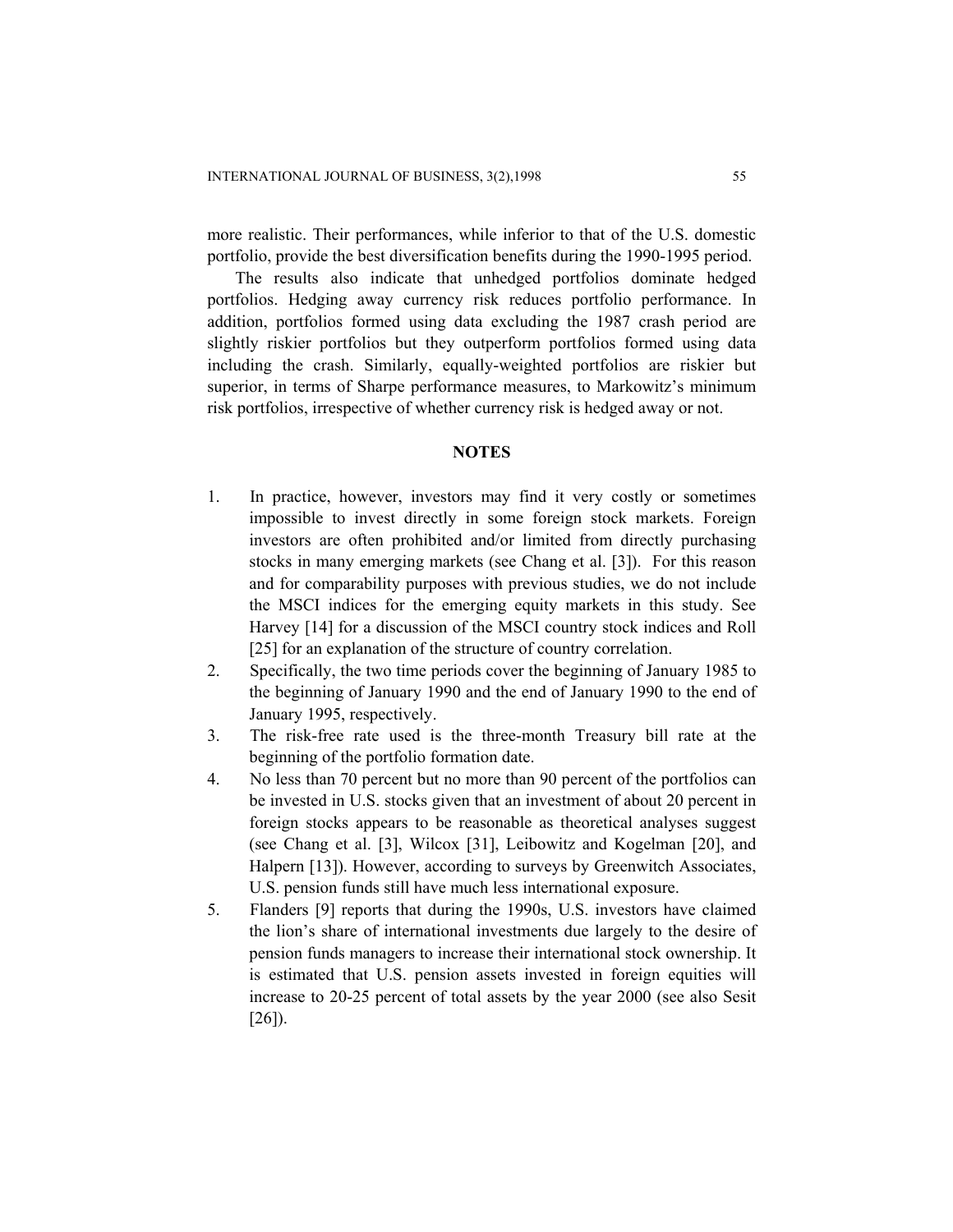more realistic. Their performances, while inferior to that of the U.S. domestic portfolio, provide the best diversification benefits during the 1990-1995 period.

The results also indicate that unhedged portfolios dominate hedged portfolios. Hedging away currency risk reduces portfolio performance. In addition, portfolios formed using data excluding the 1987 crash period are slightly riskier portfolios but they outperform portfolios formed using data including the crash. Similarly, equally-weighted portfolios are riskier but superior, in terms of Sharpe performance measures, to Markowitz's minimum risk portfolios, irrespective of whether currency risk is hedged away or not.

## NOTES

1. In practice, however, investors may find it very costly or sometimes impossible to invest directly in some foreign stock markets. Foreign investors are often prohibited and/or limited from directly purchasing stocks in many emerging markets (see Chang et al. [3]). For this reason and for comparability purposes with previous studies, we do not include the MSCI indices for the emerging equity markets in this study. See Harvey [14] for a discussion of the MSCI country stock indices and Roll [25] for an explanation of the structure of country correlation.
2. Specifically, the two time periods cover the beginning of January 1985 to the beginning of January 1990 and the end of January 1990 to the end of January 1995, respectively.
3. The risk-free rate used is the three-month Treasury bill rate at the beginning of the portfolio formation date.
4. No less than 70 percent but no more than 90 percent of the portfolios can be invested in U.S. stocks given that an investment of about 20 percent in foreign stocks appears to be reasonable as theoretical analyses suggest (see Chang et al. [3], Wilcox [31], Leibowitz and Kogelman [20], and Halpern [13]). However, according to surveys by Greenwitch Associates, U.S. pension funds still have much less international exposure.
5. Flanders [9] reports that during the 1990s, U.S. investors have claimed the lion's share of international investments due largely to the desire of pension funds managers to increase their international stock ownership. It is estimated that U.S. pension assets invested in foreign equities will increase to 20-25 percent of total assets by the year 2000 (see also Sesit [26]).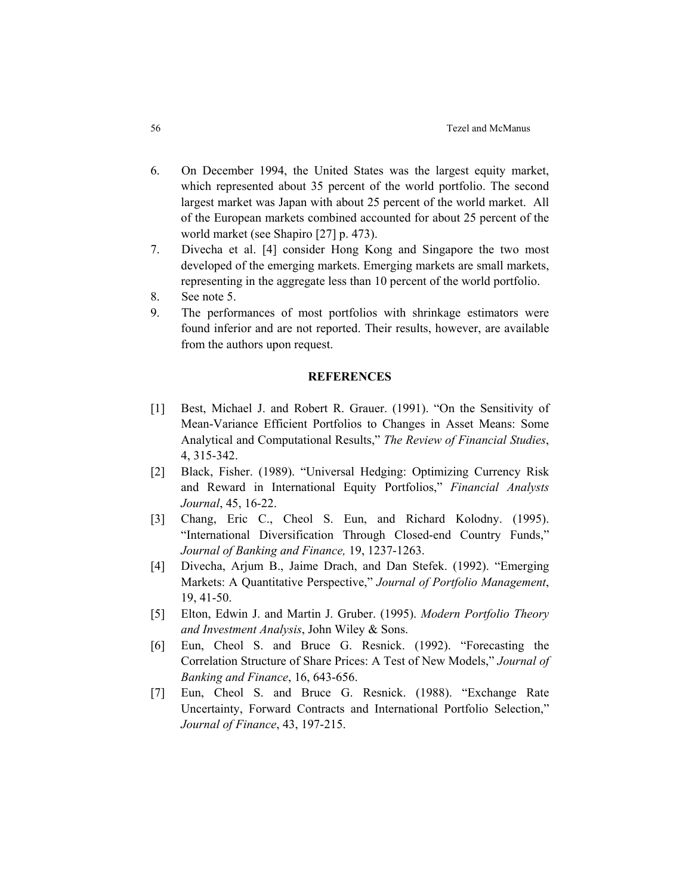6. On December 1994, the United States was the largest equity market, which represented about 35 percent of the world portfolio. The second largest market was Japan with about 25 percent of the world market. All of the European markets combined accounted for about 25 percent of the world market (see Shapiro [27] p. 473).
7. Divecha et al. [4] consider Hong Kong and Singapore the two most developed of the emerging markets. Emerging markets are small markets, representing in the aggregate less than 10 percent of the world portfolio.
8. See note 5.
9. The performances of most portfolios with shrinkage estimators were found inferior and are not reported. Their results, however, are available from the authors upon request.

## REFERENCES

[1] Best, Michael J. and Robert R. Grauer. (1991). "On the Sensitivity of Mean-Variance Efficient Portfolios to Changes in Asset Means: Some Analytical and Computational Results," *The Review of Financial Studies*, 4, 315-342.

[2] Black, Fisher. (1989). "Universal Hedging: Optimizing Currency Risk and Reward in International Equity Portfolios," *Financial Analysts Journal*, 45, 16-22.

[3] Chang, Eric C., Cheol S. Eun, and Richard Kolodny. (1995). "International Diversification Through Closed-end Country Funds," *Journal of Banking and Finance,* 19, 1237-1263.

[4] Divecha, Arjum B., Jaime Drach, and Dan Stefek. (1992). "Emerging Markets: A Quantitative Perspective," *Journal of Portfolio Management*, 19, 41-50.

[5] Elton, Edwin J. and Martin J. Gruber. (1995). *Modern Portfolio Theory and Investment Analysis*, John Wiley & Sons.

[6] Eun, Cheol S. and Bruce G. Resnick. (1992). "Forecasting the Correlation Structure of Share Prices: A Test of New Models," *Journal of Banking and Finance*, 16, 643-656.

[7] Eun, Cheol S. and Bruce G. Resnick. (1988). "Exchange Rate Uncertainty, Forward Contracts and International Portfolio Selection," *Journal of Finance*, 43, 197-215.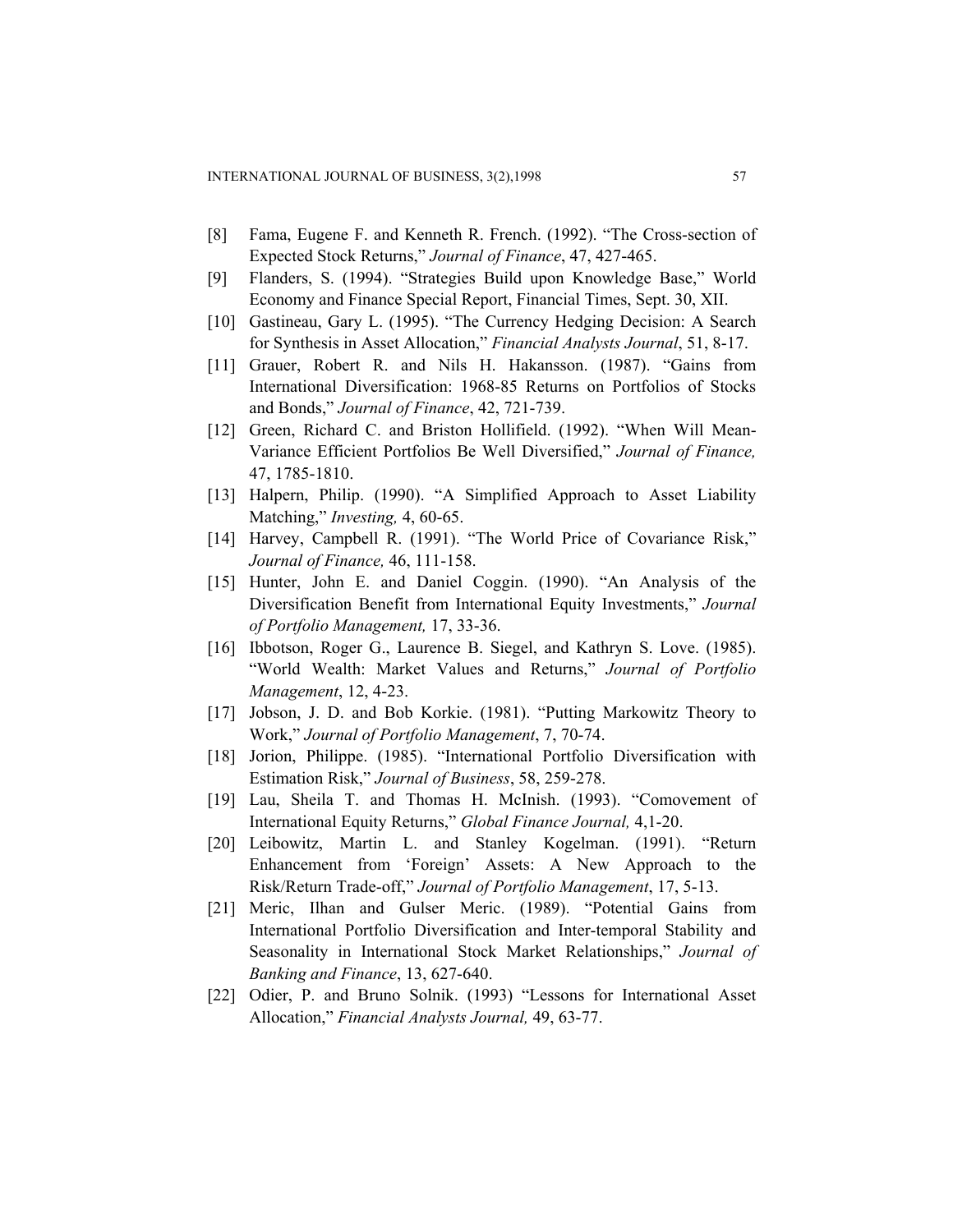[8] Fama, Eugene F. and Kenneth R. French. (1992). "The Cross-section of Expected Stock Returns," *Journal of Finance*, 47, 427-465.

[9] Flanders, S. (1994). "Strategies Build upon Knowledge Base," World Economy and Finance Special Report, Financial Times, Sept. 30, XII.

[10] Gastineau, Gary L. (1995). "The Currency Hedging Decision: A Search for Synthesis in Asset Allocation," *Financial Analysts Journal*, 51, 8-17.

[11] Grauer, Robert R. and Nils H. Hakansson. (1987). "Gains from International Diversification: 1968-85 Returns on Portfolios of Stocks and Bonds," *Journal of Finance*, 42, 721-739.

[12] Green, Richard C. and Briston Hollifield. (1992). "When Will Mean-Variance Efficient Portfolios Be Well Diversified," *Journal of Finance,* 47, 1785-1810.

[13] Halpern, Philip. (1990). "A Simplified Approach to Asset Liability Matching," *Investing,* 4, 60-65.

[14] Harvey, Campbell R. (1991). "The World Price of Covariance Risk," *Journal of Finance,* 46, 111-158.

[15] Hunter, John E. and Daniel Coggin. (1990). "An Analysis of the Diversification Benefit from International Equity Investments," *Journal of Portfolio Management,* 17, 33-36.

[16] Ibbotson, Roger G., Laurence B. Siegel, and Kathryn S. Love. (1985). "World Wealth: Market Values and Returns," *Journal of Portfolio Management*, 12, 4-23.

[17] Jobson, J. D. and Bob Korkie. (1981). "Putting Markowitz Theory to Work," *Journal of Portfolio Management*, 7, 70-74.

[18] Jorion, Philippe. (1985). "International Portfolio Diversification with Estimation Risk," *Journal of Business*, 58, 259-278.

[19] Lau, Sheila T. and Thomas H. McInish. (1993). "Comovement of International Equity Returns," *Global Finance Journal,* 4,1-20.

[20] Leibowitz, Martin L. and Stanley Kogelman. (1991). "Return Enhancement from 'Foreign' Assets: A New Approach to the Risk/Return Trade-off," *Journal of Portfolio Management*, 17, 5-13.

[21] Meric, Ilhan and Gulser Meric. (1989). "Potential Gains from International Portfolio Diversification and Inter-temporal Stability and Seasonality in International Stock Market Relationships," *Journal of Banking and Finance*, 13, 627-640.

[22] Odier, P. and Bruno Solnik. (1993) "Lessons for International Asset Allocation," *Financial Analysts Journal,* 49, 63-77.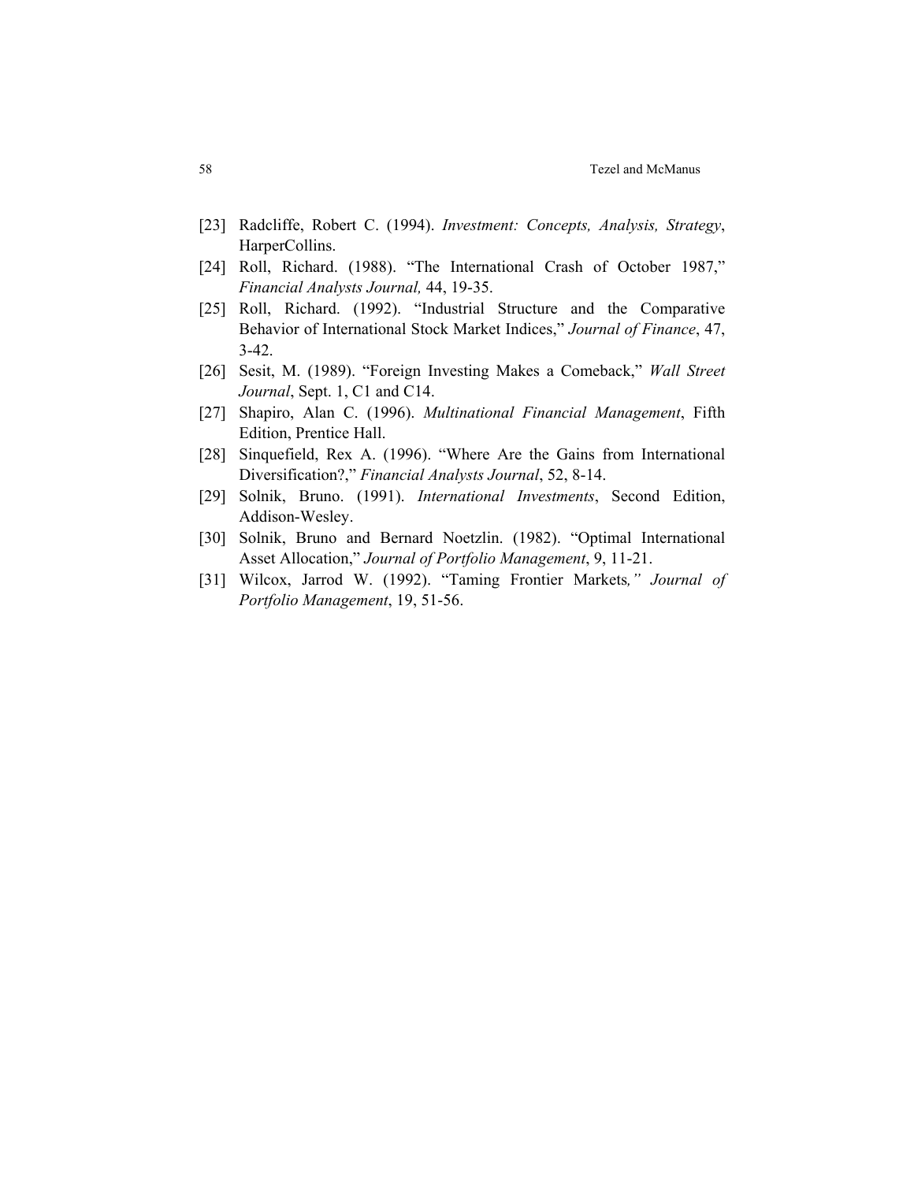[23] Radcliffe, Robert C. (1994). *Investment: Concepts, Analysis, Strategy*, HarperCollins.

[24] Roll, Richard. (1988). "The International Crash of October 1987," *Financial Analysts Journal,* 44, 19-35.

[25] Roll, Richard. (1992). "Industrial Structure and the Comparative Behavior of International Stock Market Indices," *Journal of Finance*, 47, 3-42.

[26] Sesit, M. (1989). "Foreign Investing Makes a Comeback," *Wall Street Journal*, Sept. 1, C1 and C14.

[27] Shapiro, Alan C. (1996). *Multinational Financial Management*, Fifth Edition, Prentice Hall.

[28] Sinquefield, Rex A. (1996). "Where Are the Gains from International Diversification?," *Financial Analysts Journal*, 52, 8-14.

[29] Solnik, Bruno. (1991). *International Investments*, Second Edition, Addison-Wesley.

[30] Solnik, Bruno and Bernard Noetzlin. (1982). "Optimal International Asset Allocation," *Journal of Portfolio Management*, 9, 11-21.

[31] Wilcox, Jarrod W. (1992). "Taming Frontier Markets*," Journal of Portfolio Management*, 19, 51-56.